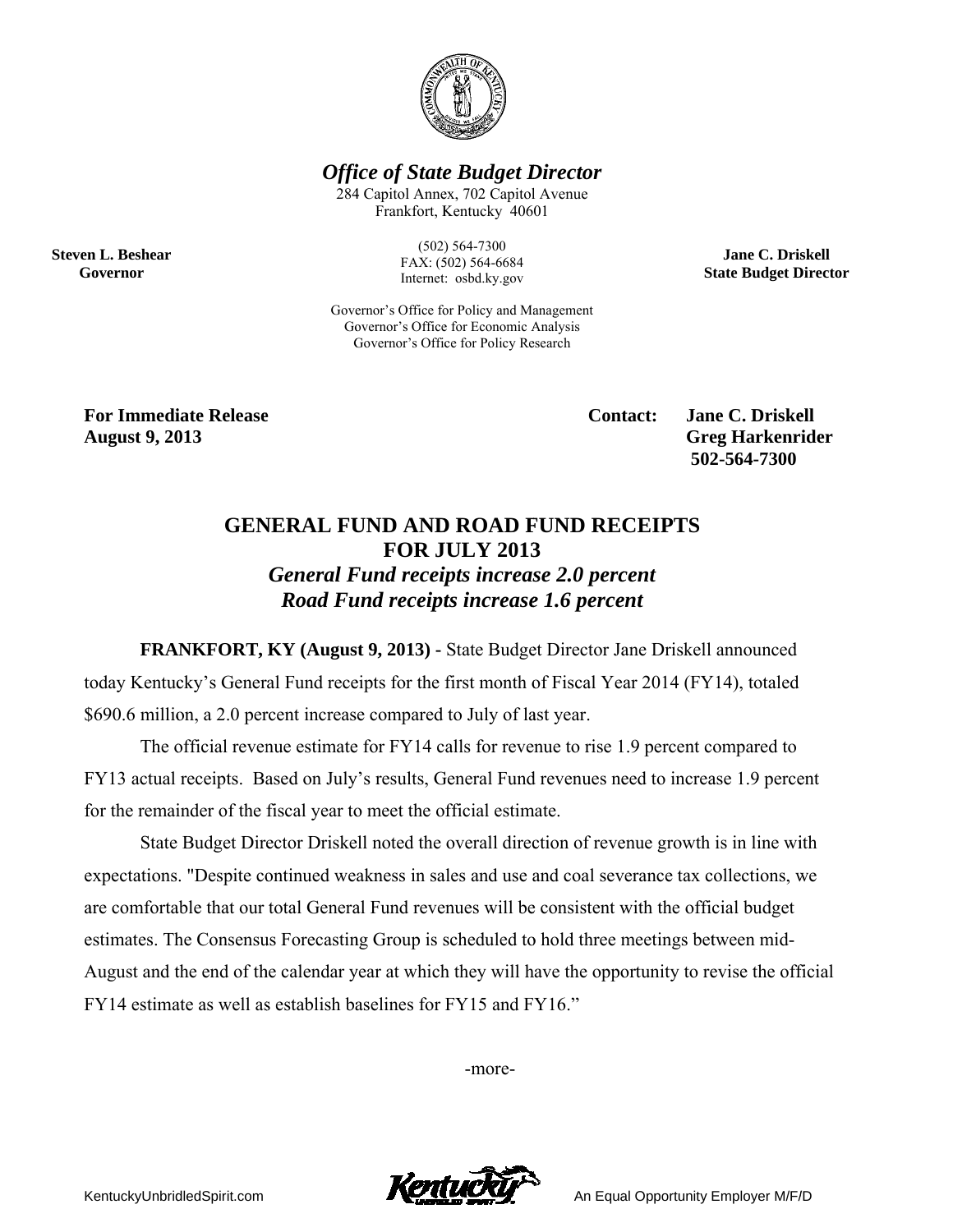# Office of State Budget Director

284 Capitol Annex, 702 Capitol Avenue
Frankfort, Kentucky 40601

(502) 564-7300
FAX: (502) 564-6684
Internet: osbd.ky.gov

Governor's Office for Policy and Management
Governor's Office for Economic Analysis
Governor's Office for Policy Research

**Steven L. Beshear**
**Governor**

**Jane C. Driskell**
**State Budget Director**

**For Immediate Release**
**August 9, 2013**

**Contact: Jane C. Driskell**
**Greg Harkenrider**
**502-564-7300**

## GENERAL FUND AND ROAD FUND RECEIPTS FOR JULY 2013

### *General Fund receipts increase 2.0 percent*
### *Road Fund receipts increase 1.6 percent*

**FRANKFORT, KY (August 9, 2013) -** State Budget Director Jane Driskell announced today Kentucky's General Fund receipts for the first month of Fiscal Year 2014 (FY14), totaled $690.6 million, a 2.0 percent increase compared to July of last year.

The official revenue estimate for FY14 calls for revenue to rise 1.9 percent compared to FY13 actual receipts. Based on July's results, General Fund revenues need to increase 1.9 percent for the remainder of the fiscal year to meet the official estimate.

State Budget Director Driskell noted the overall direction of revenue growth is in line with expectations. "Despite continued weakness in sales and use and coal severance tax collections, we are comfortable that our total General Fund revenues will be consistent with the official budget estimates. The Consensus Forecasting Group is scheduled to hold three meetings between mid-August and the end of the calendar year at which they will have the opportunity to revise the official FY14 estimate as well as establish baselines for FY15 and FY16."

-more-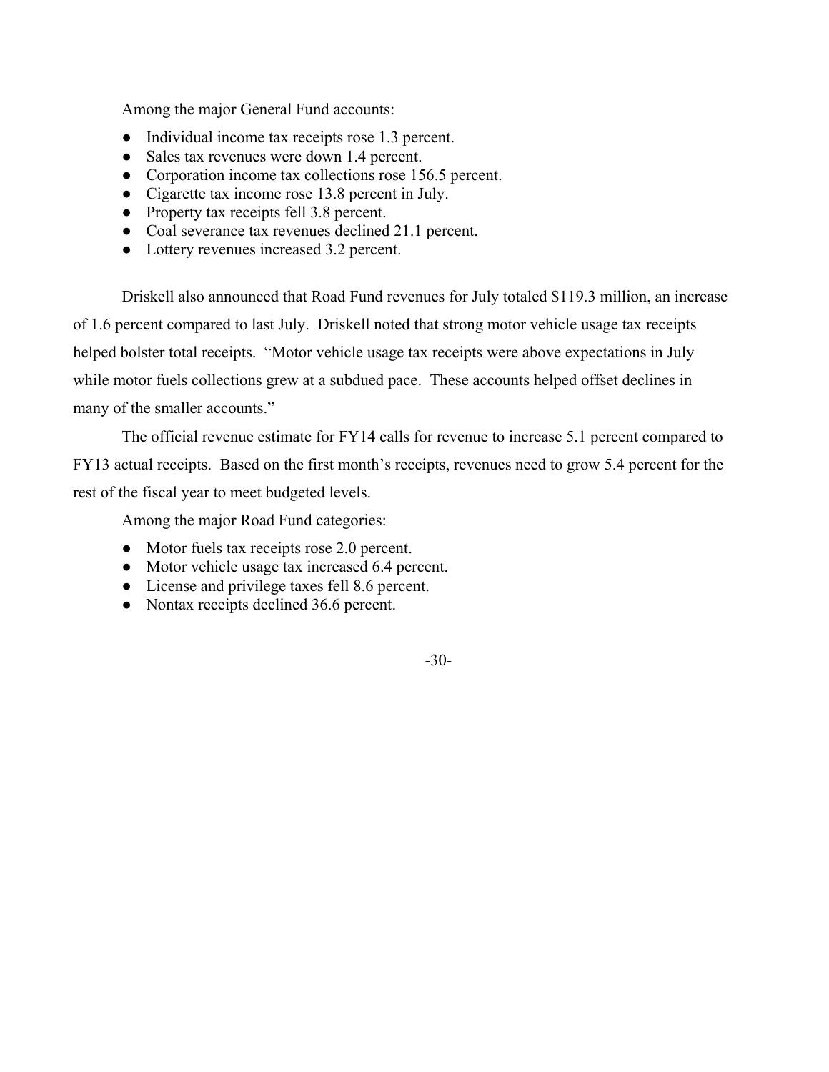Among the major General Fund accounts:

- Individual income tax receipts rose 1.3 percent.
- Sales tax revenues were down 1.4 percent.
- Corporation income tax collections rose 156.5 percent.
- Cigarette tax income rose 13.8 percent in July.
- Property tax receipts fell 3.8 percent.
- Coal severance tax revenues declined 21.1 percent.
- Lottery revenues increased 3.2 percent.

Driskell also announced that Road Fund revenues for July totaled $119.3 million, an increase of 1.6 percent compared to last July. Driskell noted that strong motor vehicle usage tax receipts helped bolster total receipts. "Motor vehicle usage tax receipts were above expectations in July while motor fuels collections grew at a subdued pace. These accounts helped offset declines in many of the smaller accounts."

The official revenue estimate for FY14 calls for revenue to increase 5.1 percent compared to FY13 actual receipts. Based on the first month's receipts, revenues need to grow 5.4 percent for the rest of the fiscal year to meet budgeted levels.

Among the major Road Fund categories:

- Motor fuels tax receipts rose 2.0 percent.
- Motor vehicle usage tax increased 6.4 percent.
- License and privilege taxes fell 8.6 percent.
- Nontax receipts declined 36.6 percent.

-30-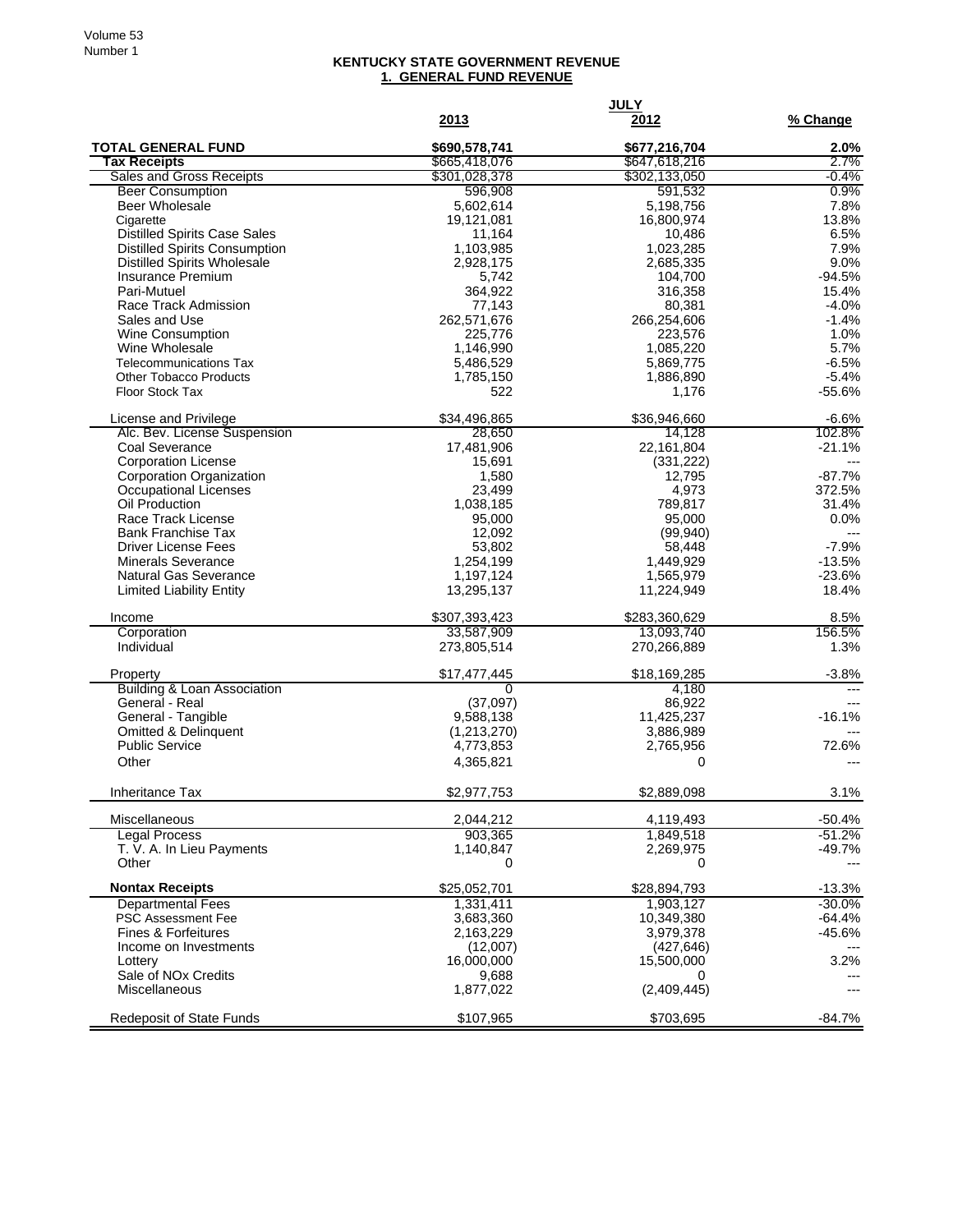## KENTUCKY STATE GOVERNMENT REVENUE

### 1. GENERAL FUND REVENUE

| | JULY | | |
|---|---|---|---|
| | **2013** | **2012** | **% Change** |
| **TOTAL GENERAL FUND** | **$690,578,741** | **$677,216,704** | **2.0%** |
| **Tax Receipts** | $665,418,076 | $647,618,216 | 2.7% |
| Sales and Gross Receipts | $301,028,378 | $302,133,050 | -0.4% |
| Beer Consumption | 596,908 | 591,532 | 0.9% |
| Beer Wholesale | 5,602,614 | 5,198,756 | 7.8% |
| Cigarette | 19,121,081 | 16,800,974 | 13.8% |
| Distilled Spirits Case Sales | 11,164 | 10,486 | 6.5% |
| Distilled Spirits Consumption | 1,103,985 | 1,023,285 | 7.9% |
| Distilled Spirits Wholesale | 2,928,175 | 2,685,335 | 9.0% |
| Insurance Premium | 5,742 | 104,700 | -94.5% |
| Pari-Mutuel | 364,922 | 316,358 | 15.4% |
| Race Track Admission | 77,143 | 80,381 | -4.0% |
| Sales and Use | 262,571,676 | 266,254,606 | -1.4% |
| Wine Consumption | 225,776 | 223,576 | 1.0% |
| Wine Wholesale | 1,146,990 | 1,085,220 | 5.7% |
| Telecommunications Tax | 5,486,529 | 5,869,775 | -6.5% |
| Other Tobacco Products | 1,785,150 | 1,886,890 | -5.4% |
| Floor Stock Tax | 522 | 1,176 | -55.6% |
| License and Privilege | $34,496,865 | $36,946,660 | -6.6% |
| Alc. Bev. License Suspension | 28,650 | 14,128 | 102.8% |
| Coal Severance | 17,481,906 | 22,161,804 | -21.1% |
| Corporation License | 15,691 | (331,222) | --- |
| Corporation Organization | 1,580 | 12,795 | -87.7% |
| Occupational Licenses | 23,499 | 4,973 | 372.5% |
| Oil Production | 1,038,185 | 789,817 | 31.4% |
| Race Track License | 95,000 | 95,000 | 0.0% |
| Bank Franchise Tax | 12,092 | (99,940) | --- |
| Driver License Fees | 53,802 | 58,448 | -7.9% |
| Minerals Severance | 1,254,199 | 1,449,929 | -13.5% |
| Natural Gas Severance | 1,197,124 | 1,565,979 | -23.6% |
| Limited Liability Entity | 13,295,137 | 11,224,949 | 18.4% |
| Income | $307,393,423 | $283,360,629 | 8.5% |
| Corporation | 33,587,909 | 13,093,740 | 156.5% |
| Individual | 273,805,514 | 270,266,889 | 1.3% |
| Property | $17,477,445 | $18,169,285 | -3.8% |
| Building & Loan Association | 0 | 4,180 | --- |
| General - Real | (37,097) | 86,922 | --- |
| General - Tangible | 9,588,138 | 11,425,237 | -16.1% |
| Omitted & Delinquent | (1,213,270) | 3,886,989 | --- |
| Public Service | 4,773,853 | 2,765,956 | 72.6% |
| Other | 4,365,821 | 0 | --- |
| Inheritance Tax | $2,977,753 | $2,889,098 | 3.1% |
| Miscellaneous | 2,044,212 | 4,119,493 | -50.4% |
| Legal Process | 903,365 | 1,849,518 | -51.2% |
| T. V. A. In Lieu Payments | 1,140,847 | 2,269,975 | -49.7% |
| Other | 0 | 0 | --- |
| **Nontax Receipts** | $25,052,701 | $28,894,793 | -13.3% |
| Departmental Fees | 1,331,411 | 1,903,127 | -30.0% |
| PSC Assessment Fee | 3,683,360 | 10,349,380 | -64.4% |
| Fines & Forfeitures | 2,163,229 | 3,979,378 | -45.6% |
| Income on Investments | (12,007) | (427,646) | --- |
| Lottery | 16,000,000 | 15,500,000 | 3.2% |
| Sale of NOx Credits | 9,688 | 0 | --- |
| Miscellaneous | 1,877,022 | (2,409,445) | --- |
| Redeposit of State Funds | $107,965 | $703,695 | -84.7% |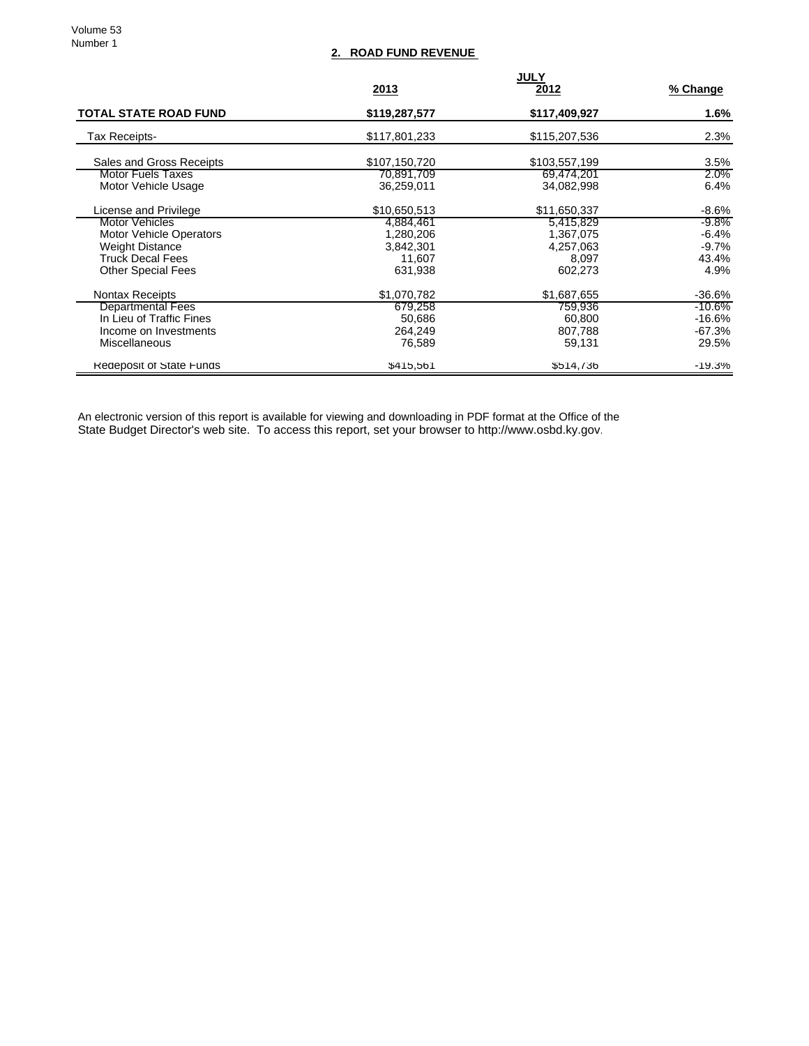## 2. ROAD FUND REVENUE

| | JULY | | |
|---|---|---|---|
| | 2013 | 2012 | % Change |
| **TOTAL STATE ROAD FUND** | **$119,287,577** | **$117,409,927** | **1.6%** |
| Tax Receipts- | $117,801,233 | $115,207,536 | 2.3% |
| Sales and Gross Receipts | $107,150,720 | $103,557,199 | 3.5% |
| Motor Fuels Taxes | 70,891,709 | 69,474,201 | 2.0% |
| Motor Vehicle Usage | 36,259,011 | 34,082,998 | 6.4% |
| License and Privilege | $10,650,513 | $11,650,337 | -8.6% |
| Motor Vehicles | 4,884,461 | 5,415,829 | -9.8% |
| Motor Vehicle Operators | 1,280,206 | 1,367,075 | -6.4% |
| Weight Distance | 3,842,301 | 4,257,063 | -9.7% |
| Truck Decal Fees | 11,607 | 8,097 | 43.4% |
| Other Special Fees | 631,938 | 602,273 | 4.9% |
| Nontax Receipts | $1,070,782 | $1,687,655 | -36.6% |
| Departmental Fees | 679,258 | 759,936 | -10.6% |
| In Lieu of Traffic Fines | 50,686 | 60,800 | -16.6% |
| Income on Investments | 264,249 | 807,788 | -67.3% |
| Miscellaneous | 76,589 | 59,131 | 29.5% |
| Redeposit of State Funds | $415,561 | $514,736 | -19.3% |

An electronic version of this report is available for viewing and downloading in PDF format at the Office of the State Budget Director's web site. To access this report, set your browser to http://www.osbd.ky.gov.